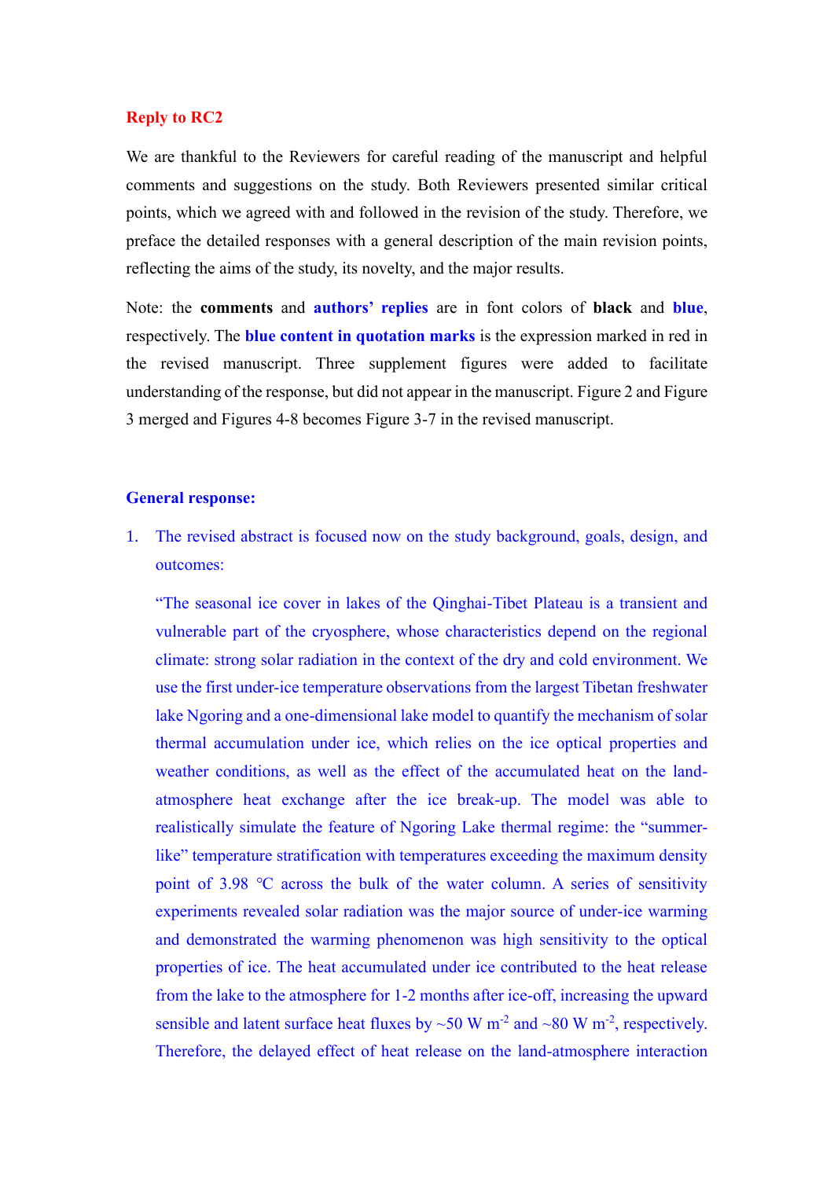**Reply to RC2**

We are thankful to the Reviewers for careful reading of the manuscript and helpful comments and suggestions on the study. Both Reviewers presented similar critical points, which we agreed with and followed in the revision of the study. Therefore, we preface the detailed responses with a general description of the main revision points, reflecting the aims of the study, its novelty, and the major results.

Note: the **comments** and **authors' replies** are in font colors of **black** and **blue**, respectively. The **blue content in quotation marks** is the expression marked in red in the revised manuscript. Three supplement figures were added to facilitate understanding of the response, but did not appear in the manuscript. Figure 2 and Figure 3 merged and Figures 4-8 becomes Figure 3-7 in the revised manuscript.

**General response:**

1. The revised abstract is focused now on the study background, goals, design, and outcomes:

   "The seasonal ice cover in lakes of the Qinghai-Tibet Plateau is a transient and vulnerable part of the cryosphere, whose characteristics depend on the regional climate: strong solar radiation in the context of the dry and cold environment. We use the first under-ice temperature observations from the largest Tibetan freshwater lake Ngoring and a one-dimensional lake model to quantify the mechanism of solar thermal accumulation under ice, which relies on the ice optical properties and weather conditions, as well as the effect of the accumulated heat on the land-atmosphere heat exchange after the ice break-up. The model was able to realistically simulate the feature of Ngoring Lake thermal regime: the "summer-like" temperature stratification with temperatures exceeding the maximum density point of 3.98 ℃ across the bulk of the water column. A series of sensitivity experiments revealed solar radiation was the major source of under-ice warming and demonstrated the warming phenomenon was high sensitivity to the optical properties of ice. The heat accumulated under ice contributed to the heat release from the lake to the atmosphere for 1-2 months after ice-off, increasing the upward sensible and latent surface heat fluxes by ~50 W $m^{-2}$ and ~80 W $m^{-2}$, respectively. Therefore, the delayed effect of heat release on the land-atmosphere interaction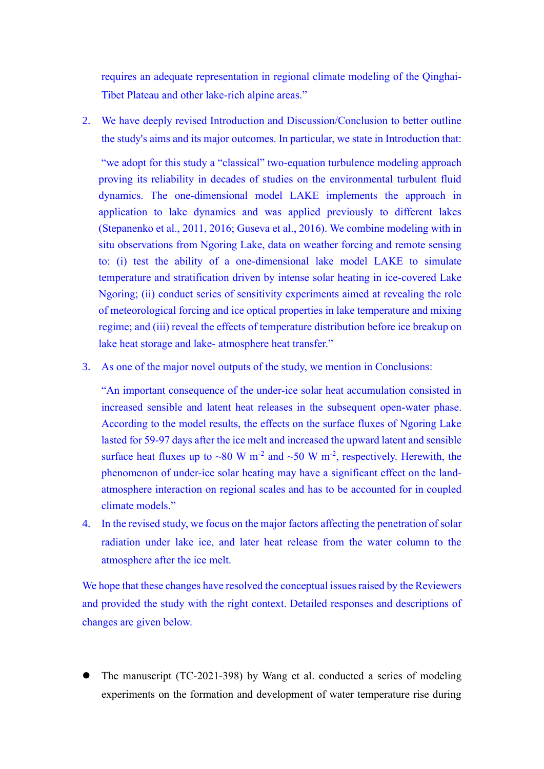requires an adequate representation in regional climate modeling of the Qinghai-Tibet Plateau and other lake-rich alpine areas."

2. We have deeply revised Introduction and Discussion/Conclusion to better outline the study's aims and its major outcomes. In particular, we state in Introduction that:

   "we adopt for this study a "classical" two-equation turbulence modeling approach proving its reliability in decades of studies on the environmental turbulent fluid dynamics. The one-dimensional model LAKE implements the approach in application to lake dynamics and was applied previously to different lakes (Stepanenko et al., 2011, 2016; Guseva et al., 2016). We combine modeling with in situ observations from Ngoring Lake, data on weather forcing and remote sensing to: (i) test the ability of a one-dimensional lake model LAKE to simulate temperature and stratification driven by intense solar heating in ice-covered Lake Ngoring; (ii) conduct series of sensitivity experiments aimed at revealing the role of meteorological forcing and ice optical properties in lake temperature and mixing regime; and (iii) reveal the effects of temperature distribution before ice breakup on lake heat storage and lake- atmosphere heat transfer."

3. As one of the major novel outputs of the study, we mention in Conclusions:

   "An important consequence of the under-ice solar heat accumulation consisted in increased sensible and latent heat releases in the subsequent open-water phase. According to the model results, the effects on the surface fluxes of Ngoring Lake lasted for 59-97 days after the ice melt and increased the upward latent and sensible surface heat fluxes up to ~80 W $m^{-2}$ and ~50 W $m^{-2}$, respectively. Herewith, the phenomenon of under-ice solar heating may have a significant effect on the land-atmosphere interaction on regional scales and has to be accounted for in coupled climate models."

4. In the revised study, we focus on the major factors affecting the penetration of solar radiation under lake ice, and later heat release from the water column to the atmosphere after the ice melt.

We hope that these changes have resolved the conceptual issues raised by the Reviewers and provided the study with the right context. Detailed responses and descriptions of changes are given below.

- The manuscript (TC-2021-398) by Wang et al. conducted a series of modeling experiments on the formation and development of water temperature rise during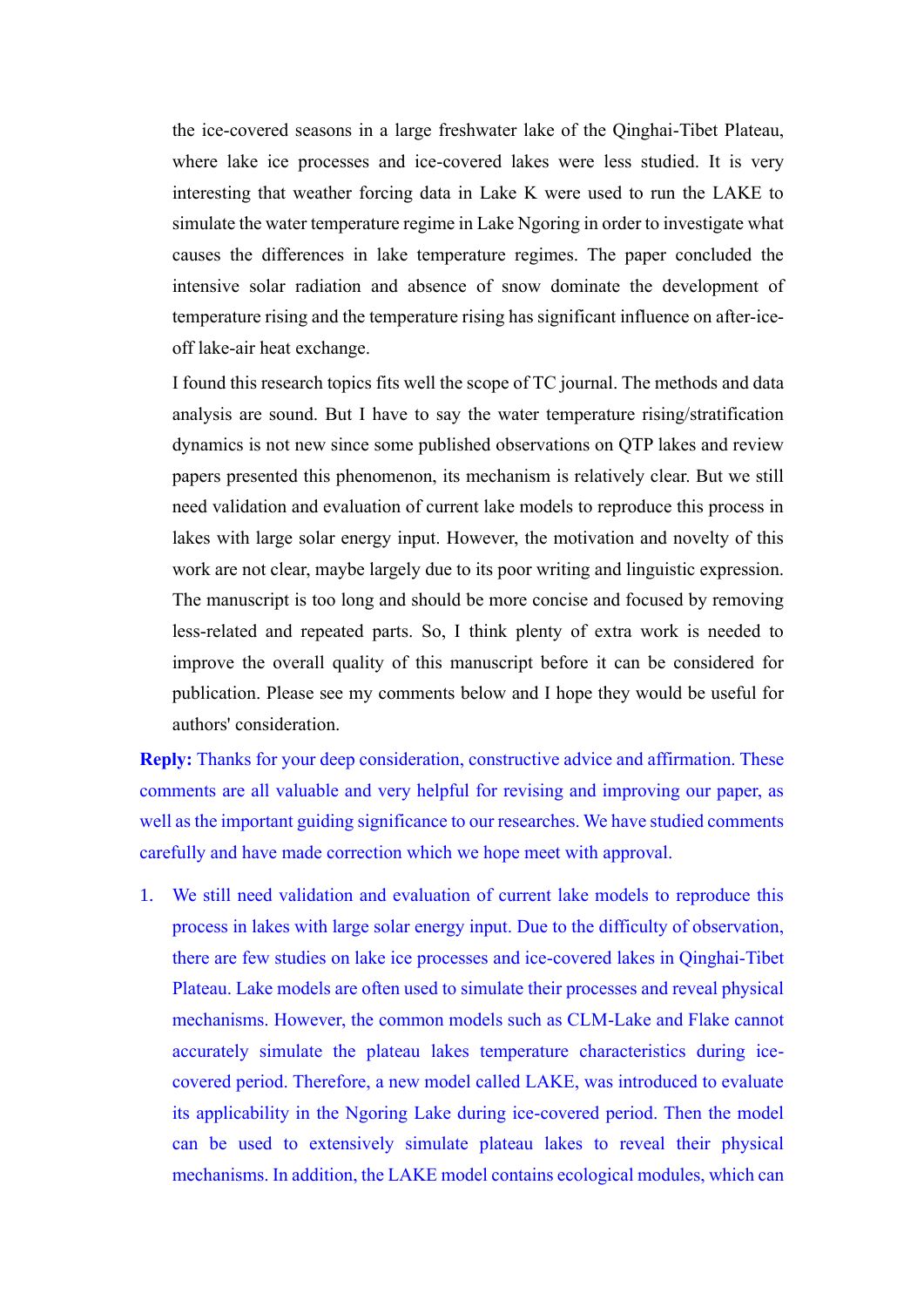the ice-covered seasons in a large freshwater lake of the Qinghai-Tibet Plateau, where lake ice processes and ice-covered lakes were less studied. It is very interesting that weather forcing data in Lake K were used to run the LAKE to simulate the water temperature regime in Lake Ngoring in order to investigate what causes the differences in lake temperature regimes. The paper concluded the intensive solar radiation and absence of snow dominate the development of temperature rising and the temperature rising has significant influence on after-ice-off lake-air heat exchange.

I found this research topics fits well the scope of TC journal. The methods and data analysis are sound. But I have to say the water temperature rising/stratification dynamics is not new since some published observations on QTP lakes and review papers presented this phenomenon, its mechanism is relatively clear. But we still need validation and evaluation of current lake models to reproduce this process in lakes with large solar energy input. However, the motivation and novelty of this work are not clear, maybe largely due to its poor writing and linguistic expression. The manuscript is too long and should be more concise and focused by removing less-related and repeated parts. So, I think plenty of extra work is needed to improve the overall quality of this manuscript before it can be considered for publication. Please see my comments below and I hope they would be useful for authors' consideration.

**Reply:** Thanks for your deep consideration, constructive advice and affirmation. These comments are all valuable and very helpful for revising and improving our paper, as well as the important guiding significance to our researches. We have studied comments carefully and have made correction which we hope meet with approval.

1. We still need validation and evaluation of current lake models to reproduce this process in lakes with large solar energy input. Due to the difficulty of observation, there are few studies on lake ice processes and ice-covered lakes in Qinghai-Tibet Plateau. Lake models are often used to simulate their processes and reveal physical mechanisms. However, the common models such as CLM-Lake and Flake cannot accurately simulate the plateau lakes temperature characteristics during ice-covered period. Therefore, a new model called LAKE, was introduced to evaluate its applicability in the Ngoring Lake during ice-covered period. Then the model can be used to extensively simulate plateau lakes to reveal their physical mechanisms. In addition, the LAKE model contains ecological modules, which can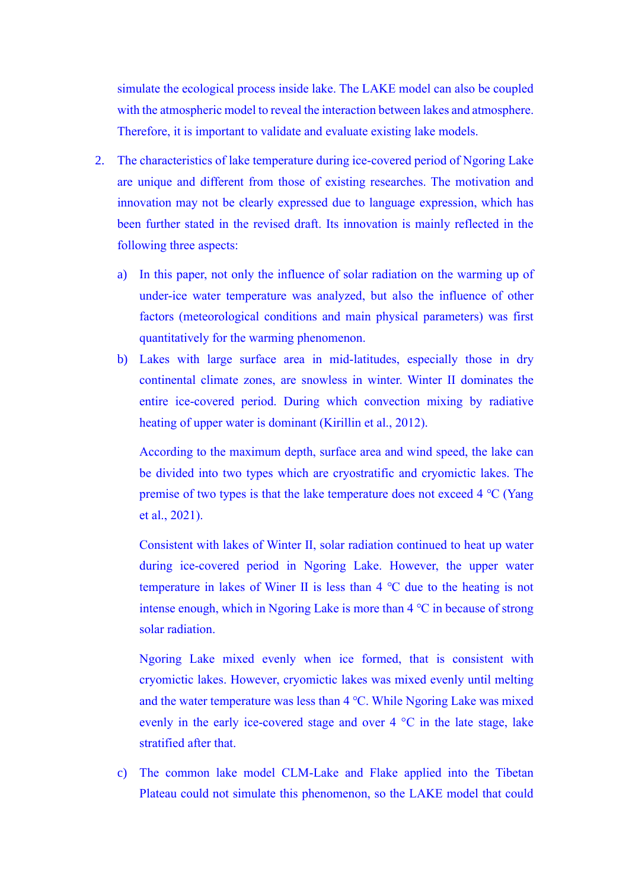simulate the ecological process inside lake. The LAKE model can also be coupled with the atmospheric model to reveal the interaction between lakes and atmosphere. Therefore, it is important to validate and evaluate existing lake models.

2. The characteristics of lake temperature during ice-covered period of Ngoring Lake are unique and different from those of existing researches. The motivation and innovation may not be clearly expressed due to language expression, which has been further stated in the revised draft. Its innovation is mainly reflected in the following three aspects:

    a) In this paper, not only the influence of solar radiation on the warming up of under-ice water temperature was analyzed, but also the influence of other factors (meteorological conditions and main physical parameters) was first quantitatively for the warming phenomenon.

    b) Lakes with large surface area in mid-latitudes, especially those in dry continental climate zones, are snowless in winter. Winter II dominates the entire ice-covered period. During which convection mixing by radiative heating of upper water is dominant (Kirillin et al., 2012).

        According to the maximum depth, surface area and wind speed, the lake can be divided into two types which are cryostratific and cryomictic lakes. The premise of two types is that the lake temperature does not exceed 4 ℃ (Yang et al., 2021).

        Consistent with lakes of Winter II, solar radiation continued to heat up water during ice-covered period in Ngoring Lake. However, the upper water temperature in lakes of Winer II is less than 4 ℃ due to the heating is not intense enough, which in Ngoring Lake is more than 4 ℃ in because of strong solar radiation.

        Ngoring Lake mixed evenly when ice formed, that is consistent with cryomictic lakes. However, cryomictic lakes was mixed evenly until melting and the water temperature was less than 4 ℃. While Ngoring Lake was mixed evenly in the early ice-covered stage and over 4 ℃ in the late stage, lake stratified after that.

    c) The common lake model CLM-Lake and Flake applied into the Tibetan Plateau could not simulate this phenomenon, so the LAKE model that could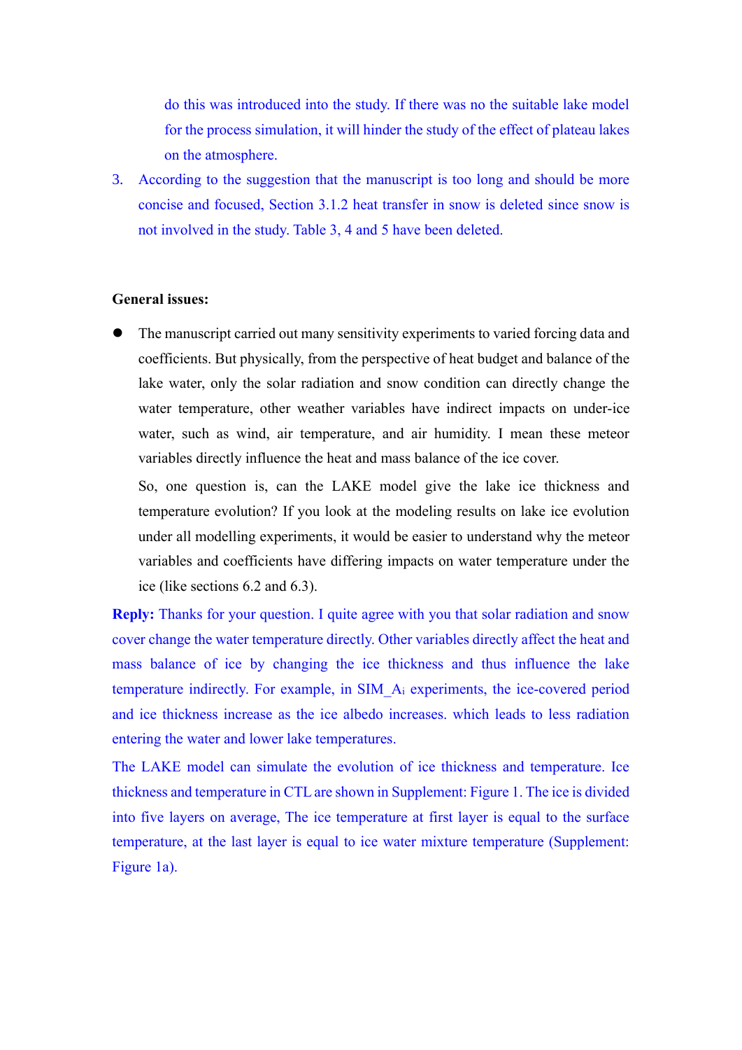do this was introduced into the study. If there was no the suitable lake model for the process simulation, it will hinder the study of the effect of plateau lakes on the atmosphere.

3. According to the suggestion that the manuscript is too long and should be more concise and focused, Section 3.1.2 heat transfer in snow is deleted since snow is not involved in the study. Table 3, 4 and 5 have been deleted.

**General issues:**

- The manuscript carried out many sensitivity experiments to varied forcing data and coefficients. But physically, from the perspective of heat budget and balance of the lake water, only the solar radiation and snow condition can directly change the water temperature, other weather variables have indirect impacts on under-ice water, such as wind, air temperature, and air humidity. I mean these meteor variables directly influence the heat and mass balance of the ice cover.

  So, one question is, can the LAKE model give the lake ice thickness and temperature evolution? If you look at the modeling results on lake ice evolution under all modelling experiments, it would be easier to understand why the meteor variables and coefficients have differing impacts on water temperature under the ice (like sections 6.2 and 6.3).

**Reply:** Thanks for your question. I quite agree with you that solar radiation and snow cover change the water temperature directly. Other variables directly affect the heat and mass balance of ice by changing the ice thickness and thus influence the lake temperature indirectly. For example, in SIM_$A_i$ experiments, the ice-covered period and ice thickness increase as the ice albedo increases. which leads to less radiation entering the water and lower lake temperatures.

The LAKE model can simulate the evolution of ice thickness and temperature. Ice thickness and temperature in CTL are shown in Supplement: Figure 1. The ice is divided into five layers on average, The ice temperature at first layer is equal to the surface temperature, at the last layer is equal to ice water mixture temperature (Supplement: Figure 1a).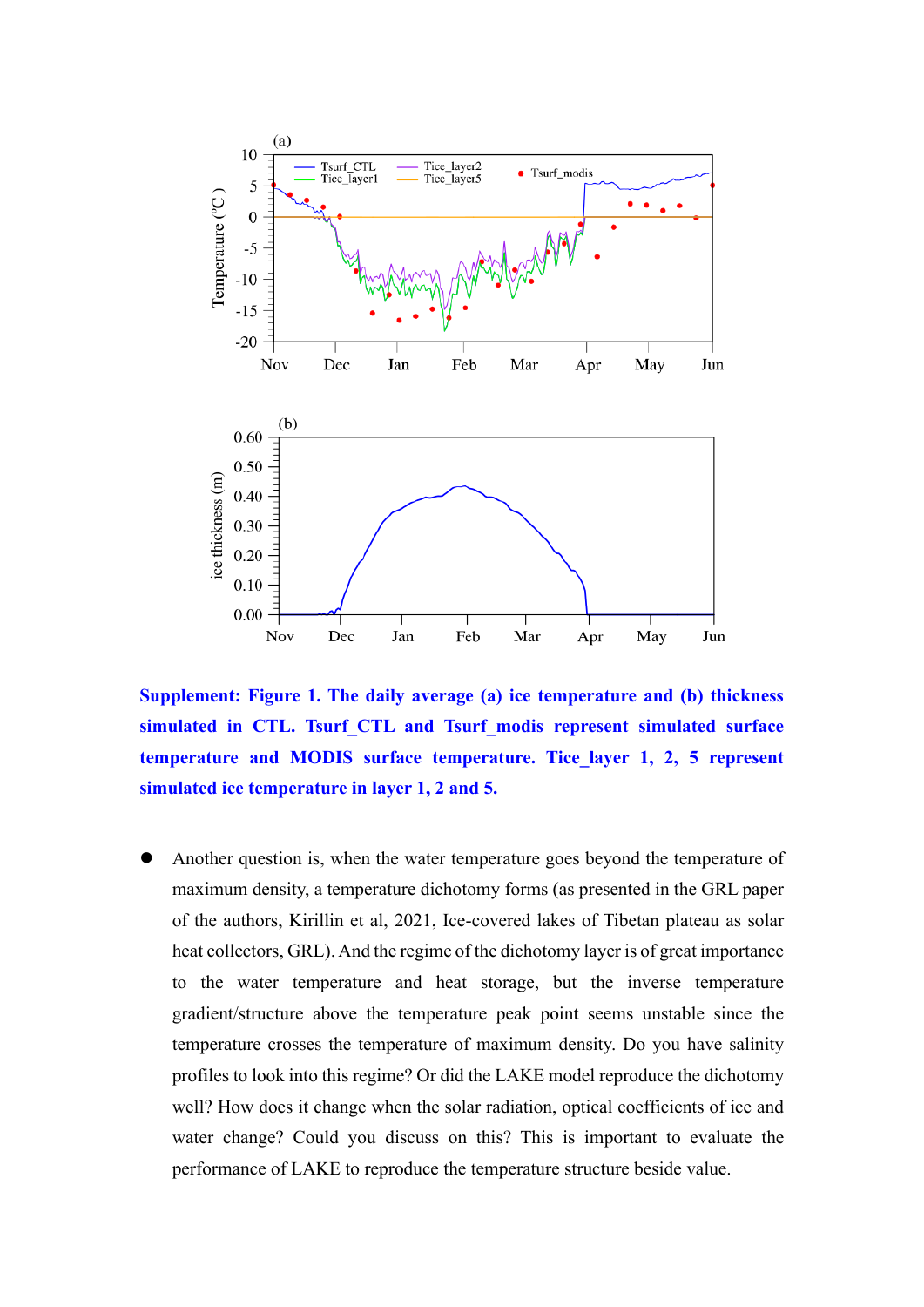**Supplement: Figure 1. The daily average (a) ice temperature and (b) thickness simulated in CTL. Tsurf_CTL and Tsurf_modis represent simulated surface temperature and MODIS surface temperature. Tice_layer 1, 2, 5 represent simulated ice temperature in layer 1, 2 and 5.**

- Another question is, when the water temperature goes beyond the temperature of maximum density, a temperature dichotomy forms (as presented in the GRL paper of the authors, Kirillin et al, 2021, Ice-covered lakes of Tibetan plateau as solar heat collectors, GRL). And the regime of the dichotomy layer is of great importance to the water temperature and heat storage, but the inverse temperature gradient/structure above the temperature peak point seems unstable since the temperature crosses the temperature of maximum density. Do you have salinity profiles to look into this regime? Or did the LAKE model reproduce the dichotomy well? How does it change when the solar radiation, optical coefficients of ice and water change? Could you discuss on this? This is important to evaluate the performance of LAKE to reproduce the temperature structure beside value.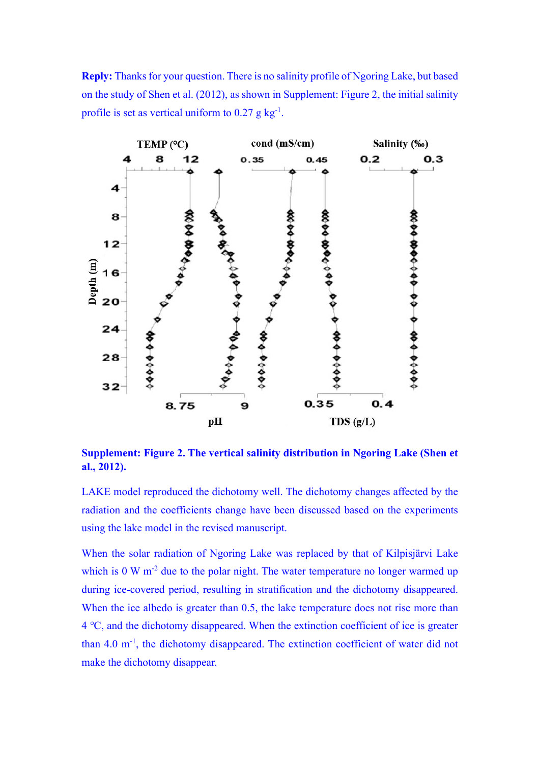**Reply:** Thanks for your question. There is no salinity profile of Ngoring Lake, but based on the study of Shen et al. (2012), as shown in Supplement: Figure 2, the initial salinity profile is set as vertical uniform to 0.27 g kg$^{-1}$.

**Supplement: Figure 2. The vertical salinity distribution in Ngoring Lake (Shen et al., 2012).**

LAKE model reproduced the dichotomy well. The dichotomy changes affected by the radiation and the coefficients change have been discussed based on the experiments using the lake model in the revised manuscript.

When the solar radiation of Ngoring Lake was replaced by that of Kilpisjärvi Lake which is 0 W m$^{-2}$ due to the polar night. The water temperature no longer warmed up during ice-covered period, resulting in stratification and the dichotomy disappeared. When the ice albedo is greater than 0.5, the lake temperature does not rise more than 4 °C, and the dichotomy disappeared. When the extinction coefficient of ice is greater than 4.0 m$^{-1}$, the dichotomy disappeared. The extinction coefficient of water did not make the dichotomy disappear.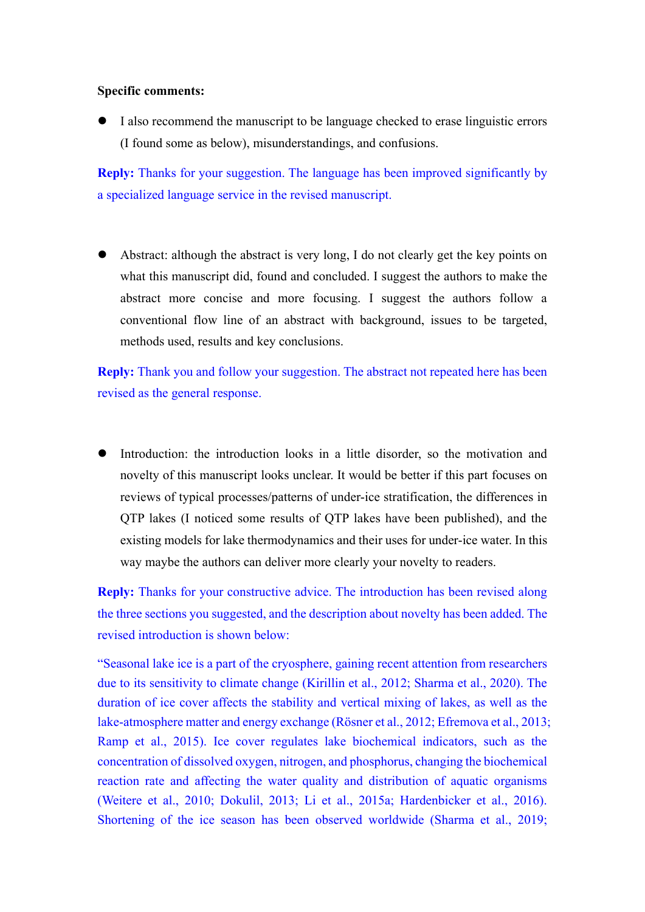**Specific comments:**

- I also recommend the manuscript to be language checked to erase linguistic errors (I found some as below), misunderstandings, and confusions.

**Reply:** Thanks for your suggestion. The language has been improved significantly by a specialized language service in the revised manuscript.

- Abstract: although the abstract is very long, I do not clearly get the key points on what this manuscript did, found and concluded. I suggest the authors to make the abstract more concise and more focusing. I suggest the authors follow a conventional flow line of an abstract with background, issues to be targeted, methods used, results and key conclusions.

**Reply:** Thank you and follow your suggestion. The abstract not repeated here has been revised as the general response.

- Introduction: the introduction looks in a little disorder, so the motivation and novelty of this manuscript looks unclear. It would be better if this part focuses on reviews of typical processes/patterns of under-ice stratification, the differences in QTP lakes (I noticed some results of QTP lakes have been published), and the existing models for lake thermodynamics and their uses for under-ice water. In this way maybe the authors can deliver more clearly your novelty to readers.

**Reply:** Thanks for your constructive advice. The introduction has been revised along the three sections you suggested, and the description about novelty has been added. The revised introduction is shown below:

"Seasonal lake ice is a part of the cryosphere, gaining recent attention from researchers due to its sensitivity to climate change (Kirillin et al., 2012; Sharma et al., 2020). The duration of ice cover affects the stability and vertical mixing of lakes, as well as the lake-atmosphere matter and energy exchange (Rösner et al., 2012; Efremova et al., 2013; Ramp et al., 2015). Ice cover regulates lake biochemical indicators, such as the concentration of dissolved oxygen, nitrogen, and phosphorus, changing the biochemical reaction rate and affecting the water quality and distribution of aquatic organisms (Weitere et al., 2010; Dokulil, 2013; Li et al., 2015a; Hardenbicker et al., 2016). Shortening of the ice season has been observed worldwide (Sharma et al., 2019;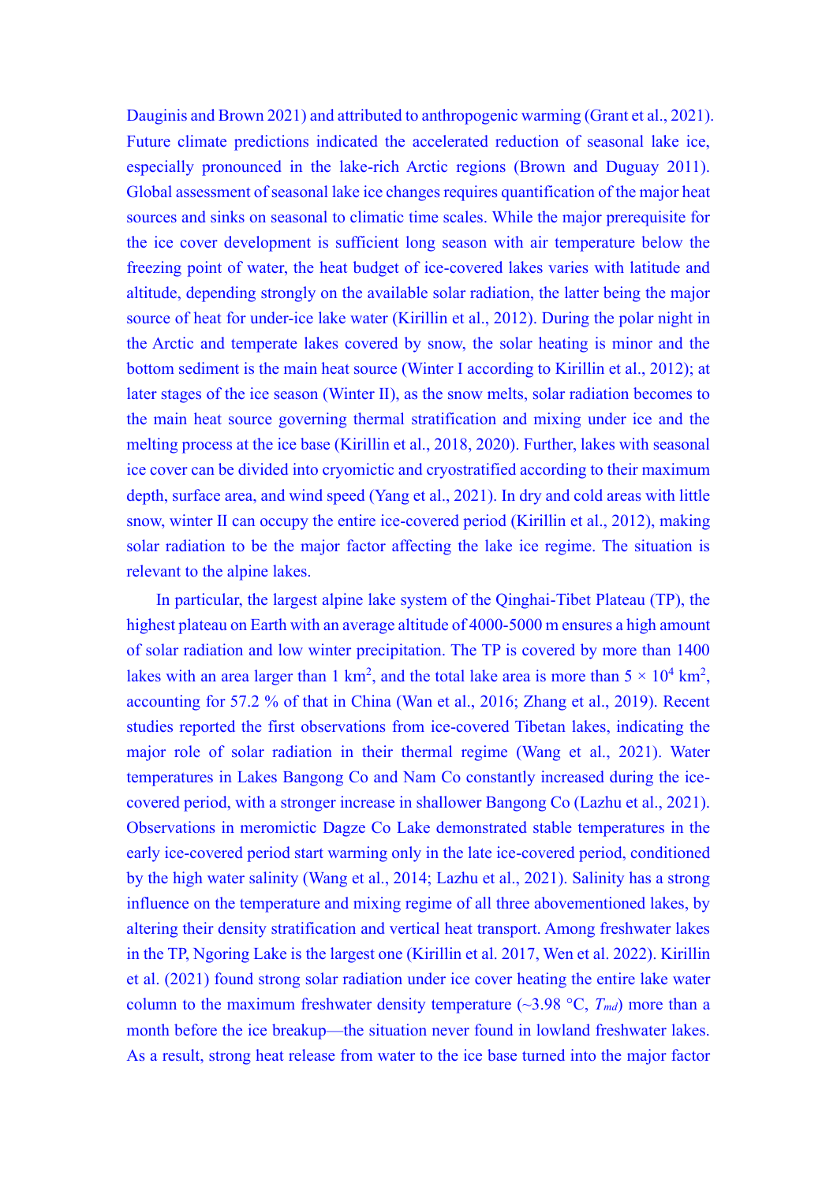Dauginis and Brown 2021) and attributed to anthropogenic warming (Grant et al., 2021). Future climate predictions indicated the accelerated reduction of seasonal lake ice, especially pronounced in the lake-rich Arctic regions (Brown and Duguay 2011). Global assessment of seasonal lake ice changes requires quantification of the major heat sources and sinks on seasonal to climatic time scales. While the major prerequisite for the ice cover development is sufficient long season with air temperature below the freezing point of water, the heat budget of ice-covered lakes varies with latitude and altitude, depending strongly on the available solar radiation, the latter being the major source of heat for under-ice lake water (Kirillin et al., 2012). During the polar night in the Arctic and temperate lakes covered by snow, the solar heating is minor and the bottom sediment is the main heat source (Winter I according to Kirillin et al., 2012); at later stages of the ice season (Winter II), as the snow melts, solar radiation becomes to the main heat source governing thermal stratification and mixing under ice and the melting process at the ice base (Kirillin et al., 2018, 2020). Further, lakes with seasonal ice cover can be divided into cryomictic and cryostratified according to their maximum depth, surface area, and wind speed (Yang et al., 2021). In dry and cold areas with little snow, winter II can occupy the entire ice-covered period (Kirillin et al., 2012), making solar radiation to be the major factor affecting the lake ice regime. The situation is relevant to the alpine lakes.

In particular, the largest alpine lake system of the Qinghai-Tibet Plateau (TP), the highest plateau on Earth with an average altitude of 4000-5000 m ensures a high amount of solar radiation and low winter precipitation. The TP is covered by more than 1400 lakes with an area larger than 1 km$^2$, and the total lake area is more than $5 \times 10^4$ km$^2$, accounting for 57.2 % of that in China (Wan et al., 2016; Zhang et al., 2019). Recent studies reported the first observations from ice-covered Tibetan lakes, indicating the major role of solar radiation in their thermal regime (Wang et al., 2021). Water temperatures in Lakes Bangong Co and Nam Co constantly increased during the ice-covered period, with a stronger increase in shallower Bangong Co (Lazhu et al., 2021). Observations in meromictic Dagze Co Lake demonstrated stable temperatures in the early ice-covered period start warming only in the late ice-covered period, conditioned by the high water salinity (Wang et al., 2014; Lazhu et al., 2021). Salinity has a strong influence on the temperature and mixing regime of all three abovementioned lakes, by altering their density stratification and vertical heat transport. Among freshwater lakes in the TP, Ngoring Lake is the largest one (Kirillin et al. 2017, Wen et al. 2022). Kirillin et al. (2021) found strong solar radiation under ice cover heating the entire lake water column to the maximum freshwater density temperature (~3.98 °C, $T_{md}$) more than a month before the ice breakup—the situation never found in lowland freshwater lakes. As a result, strong heat release from water to the ice base turned into the major factor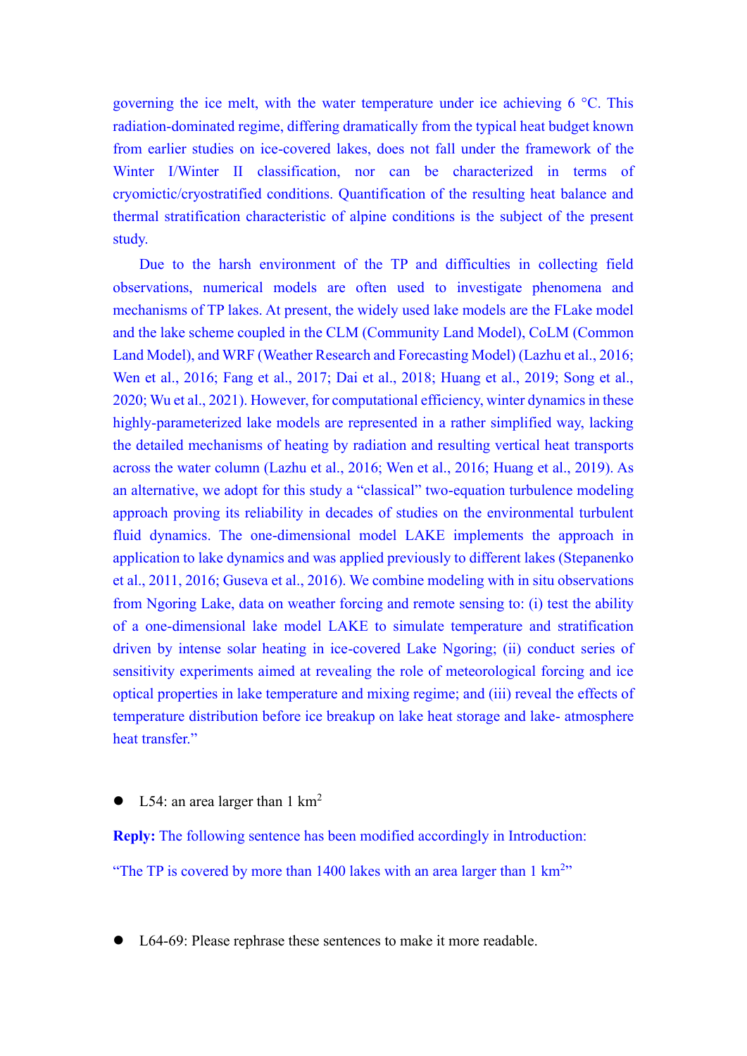governing the ice melt, with the water temperature under ice achieving 6 °C. This radiation-dominated regime, differing dramatically from the typical heat budget known from earlier studies on ice-covered lakes, does not fall under the framework of the Winter I/Winter II classification, nor can be characterized in terms of cryomictic/cryostratified conditions. Quantification of the resulting heat balance and thermal stratification characteristic of alpine conditions is the subject of the present study.

Due to the harsh environment of the TP and difficulties in collecting field observations, numerical models are often used to investigate phenomena and mechanisms of TP lakes. At present, the widely used lake models are the FLake model and the lake scheme coupled in the CLM (Community Land Model), CoLM (Common Land Model), and WRF (Weather Research and Forecasting Model) (Lazhu et al., 2016; Wen et al., 2016; Fang et al., 2017; Dai et al., 2018; Huang et al., 2019; Song et al., 2020; Wu et al., 2021). However, for computational efficiency, winter dynamics in these highly-parameterized lake models are represented in a rather simplified way, lacking the detailed mechanisms of heating by radiation and resulting vertical heat transports across the water column (Lazhu et al., 2016; Wen et al., 2016; Huang et al., 2019). As an alternative, we adopt for this study a "classical" two-equation turbulence modeling approach proving its reliability in decades of studies on the environmental turbulent fluid dynamics. The one-dimensional model LAKE implements the approach in application to lake dynamics and was applied previously to different lakes (Stepanenko et al., 2011, 2016; Guseva et al., 2016). We combine modeling with in situ observations from Ngoring Lake, data on weather forcing and remote sensing to: (i) test the ability of a one-dimensional lake model LAKE to simulate temperature and stratification driven by intense solar heating in ice-covered Lake Ngoring; (ii) conduct series of sensitivity experiments aimed at revealing the role of meteorological forcing and ice optical properties in lake temperature and mixing regime; and (iii) reveal the effects of temperature distribution before ice breakup on lake heat storage and lake- atmosphere heat transfer."

- L54: an area larger than 1 km$^2$

**Reply:** The following sentence has been modified accordingly in Introduction:

"The TP is covered by more than 1400 lakes with an area larger than 1 km$^2$"

- L64-69: Please rephrase these sentences to make it more readable.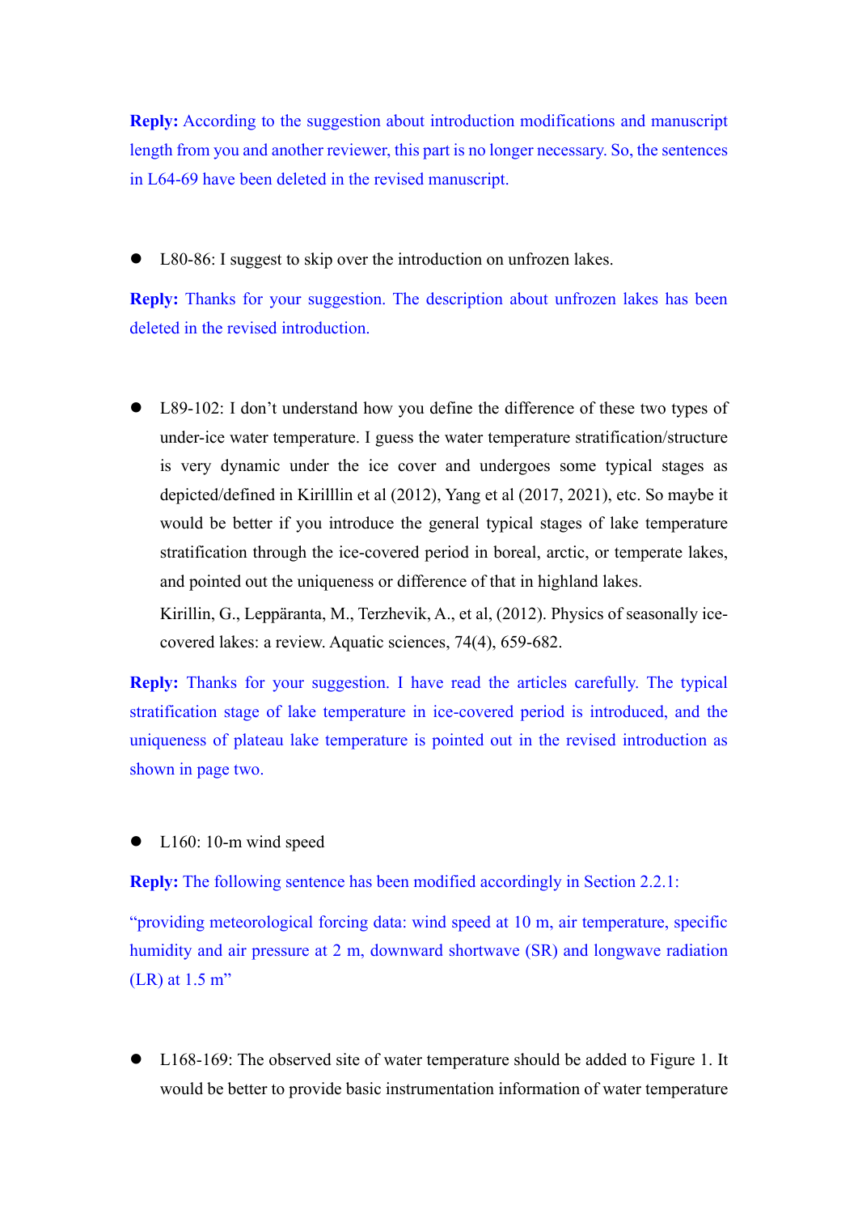**Reply:** According to the suggestion about introduction modifications and manuscript length from you and another reviewer, this part is no longer necessary. So, the sentences in L64-69 have been deleted in the revised manuscript.

- L80-86: I suggest to skip over the introduction on unfrozen lakes.

**Reply:** Thanks for your suggestion. The description about unfrozen lakes has been deleted in the revised introduction.

- L89-102: I don't understand how you define the difference of these two types of under-ice water temperature. I guess the water temperature stratification/structure is very dynamic under the ice cover and undergoes some typical stages as depicted/defined in Kirilllin et al (2012), Yang et al (2017, 2021), etc. So maybe it would be better if you introduce the general typical stages of lake temperature stratification through the ice-covered period in boreal, arctic, or temperate lakes, and pointed out the uniqueness or difference of that in highland lakes.

  Kirillin, G., Leppäranta, M., Terzhevik, A., et al, (2012). Physics of seasonally ice-covered lakes: a review. Aquatic sciences, 74(4), 659-682.

**Reply:** Thanks for your suggestion. I have read the articles carefully. The typical stratification stage of lake temperature in ice-covered period is introduced, and the uniqueness of plateau lake temperature is pointed out in the revised introduction as shown in page two.

- L160: 10-m wind speed

**Reply:** The following sentence has been modified accordingly in Section 2.2.1:

"providing meteorological forcing data: wind speed at 10 m, air temperature, specific humidity and air pressure at 2 m, downward shortwave (SR) and longwave radiation (LR) at 1.5 m"

- L168-169: The observed site of water temperature should be added to Figure 1. It would be better to provide basic instrumentation information of water temperature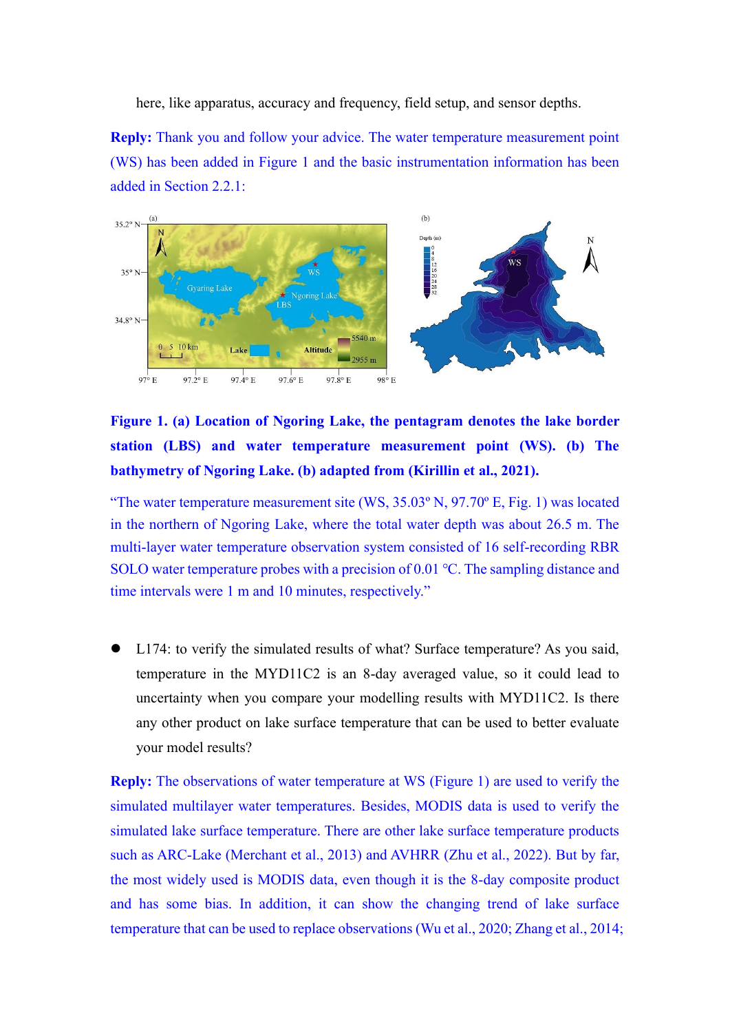here, like apparatus, accuracy and frequency, field setup, and sensor depths.

**Reply:** Thank you and follow your advice. The water temperature measurement point (WS) has been added in Figure 1 and the basic instrumentation information has been added in Section 2.2.1:

**Figure 1. (a) Location of Ngoring Lake, the pentagram denotes the lake border station (LBS) and water temperature measurement point (WS). (b) The bathymetry of Ngoring Lake. (b) adapted from (Kirillin et al., 2021).**

"The water temperature measurement site (WS, 35.03º N, 97.70º E, Fig. 1) was located in the northern of Ngoring Lake, where the total water depth was about 26.5 m. The multi-layer water temperature observation system consisted of 16 self-recording RBR SOLO water temperature probes with a precision of 0.01 °C. The sampling distance and time intervals were 1 m and 10 minutes, respectively."

- L174: to verify the simulated results of what? Surface temperature? As you said, temperature in the MYD11C2 is an 8-day averaged value, so it could lead to uncertainty when you compare your modelling results with MYD11C2. Is there any other product on lake surface temperature that can be used to better evaluate your model results?

**Reply:** The observations of water temperature at WS (Figure 1) are used to verify the simulated multilayer water temperatures. Besides, MODIS data is used to verify the simulated lake surface temperature. There are other lake surface temperature products such as ARC-Lake (Merchant et al., 2013) and AVHRR (Zhu et al., 2022). But by far, the most widely used is MODIS data, even though it is the 8-day composite product and has some bias. In addition, it can show the changing trend of lake surface temperature that can be used to replace observations (Wu et al., 2020; Zhang et al., 2014;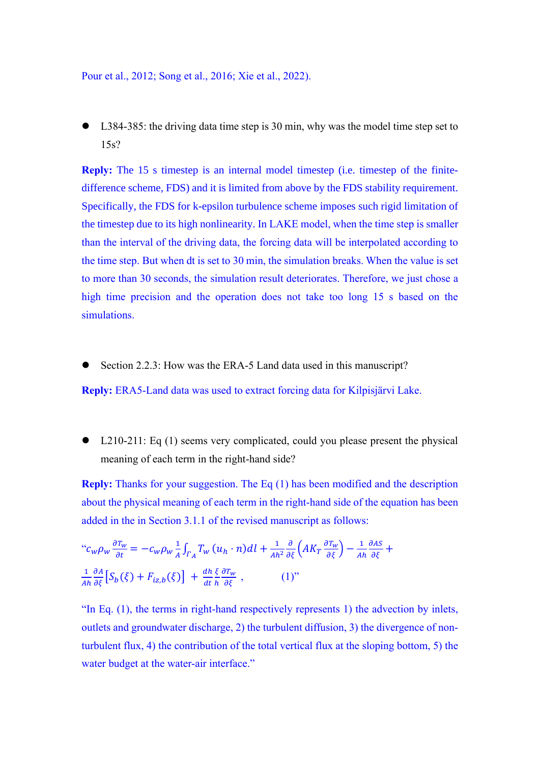Pour et al., 2012; Song et al., 2016; Xie et al., 2022).

- L384-385: the driving data time step is 30 min, why was the model time step set to 15s?

**Reply:** The 15 s timestep is an internal model timestep (i.e. timestep of the finite-difference scheme, FDS) and it is limited from above by the FDS stability requirement. Specifically, the FDS for k-epsilon turbulence scheme imposes such rigid limitation of the timestep due to its high nonlinearity. In LAKE model, when the time step is smaller than the interval of the driving data, the forcing data will be interpolated according to the time step. But when dt is set to 30 min, the simulation breaks. When the value is set to more than 30 seconds, the simulation result deteriorates. Therefore, we just chose a high time precision and the operation does not take too long 15 s based on the simulations.

- Section 2.2.3: How was the ERA-5 Land data used in this manuscript?

**Reply:** ERA5-Land data was used to extract forcing data for Kilpisjärvi Lake.

- L210-211: Eq (1) seems very complicated, could you please present the physical meaning of each term in the right-hand side?

**Reply:** Thanks for your suggestion. The Eq (1) has been modified and the description about the physical meaning of each term in the right-hand side of the equation has been added in the in Section 3.1.1 of the revised manuscript as follows:

"$$c_w \rho_w \frac{\partial T_w}{\partial t} = -c_w \rho_w \frac{1}{A} \int_{\Gamma_A} T_w \left(u_h \cdot n\right) dl + \frac{1}{Ah^2} \frac{\partial}{\partial \xi}\left(A K_T \frac{\partial T_w}{\partial \xi}\right) - \frac{1}{Ah} \frac{\partial AS}{\partial \xi} + \frac{1}{Ah} \frac{\partial A}{\partial \xi}\left[S_b(\xi) + F_{iz,b}(\xi)\right] + \frac{dh}{dt} \frac{\xi}{h} \frac{\partial T_w}{\partial \xi}, \qquad (1)$$"

"In Eq. (1), the terms in right-hand respectively represents 1) the advection by inlets, outlets and groundwater discharge, 2) the turbulent diffusion, 3) the divergence of non-turbulent flux, 4) the contribution of the total vertical flux at the sloping bottom, 5) the water budget at the water-air interface."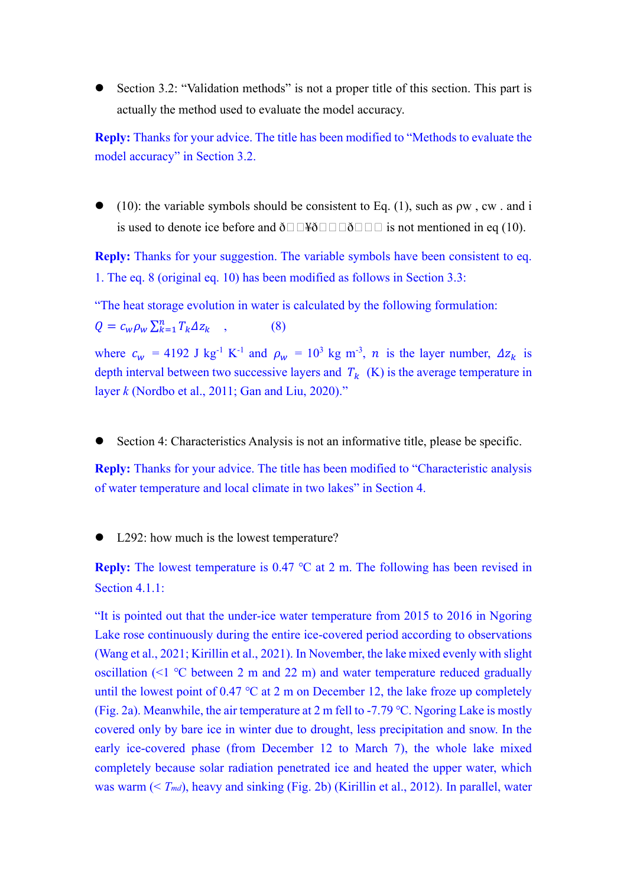- Section 3.2: “Validation methods” is not a proper title of this section. This part is actually the method used to evaluate the model accuracy.

**Reply:** Thanks for your advice. The title has been modified to “Methods to evaluate the model accuracy” in Section 3.2.

- (10): the variable symbols should be consistent to Eq. (1), such as ρw , cw . and i is used to denote ice before and ð□□¥ð□□□ð□□□ is not mentioned in eq (10).

**Reply:** Thanks for your suggestion. The variable symbols have been consistent to eq. 1. The eq. 8 (original eq. 10) has been modified as follows in Section 3.3:

“The heat storage evolution in water is calculated by the following formulation:

$$Q = c_w \rho_w \sum_{k=1}^{n} T_k \Delta z_k \quad , \qquad (8)$$

where $c_w$ = 4192 J kg$^{-1}$ K$^{-1}$ and $\rho_w$ = 10$^3$ kg m$^{-3}$, $n$ is the layer number, $\Delta z_k$ is depth interval between two successive layers and $T_k$ (K) is the average temperature in layer $k$ (Nordbo et al., 2011; Gan and Liu, 2020).”

- Section 4: Characteristics Analysis is not an informative title, please be specific.

**Reply:** Thanks for your advice. The title has been modified to “Characteristic analysis of water temperature and local climate in two lakes” in Section 4.

- L292: how much is the lowest temperature?

**Reply:** The lowest temperature is 0.47 °C at 2 m. The following has been revised in Section 4.1.1:

“It is pointed out that the under-ice water temperature from 2015 to 2016 in Ngoring Lake rose continuously during the entire ice-covered period according to observations (Wang et al., 2021; Kirillin et al., 2021). In November, the lake mixed evenly with slight oscillation (<1 °C between 2 m and 22 m) and water temperature reduced gradually until the lowest point of 0.47 °C at 2 m on December 12, the lake froze up completely (Fig. 2a). Meanwhile, the air temperature at 2 m fell to -7.79 °C. Ngoring Lake is mostly covered only by bare ice in winter due to drought, less precipitation and snow. In the early ice-covered phase (from December 12 to March 7), the whole lake mixed completely because solar radiation penetrated ice and heated the upper water, which was warm (< $T_{md}$), heavy and sinking (Fig. 2b) (Kirillin et al., 2012). In parallel, water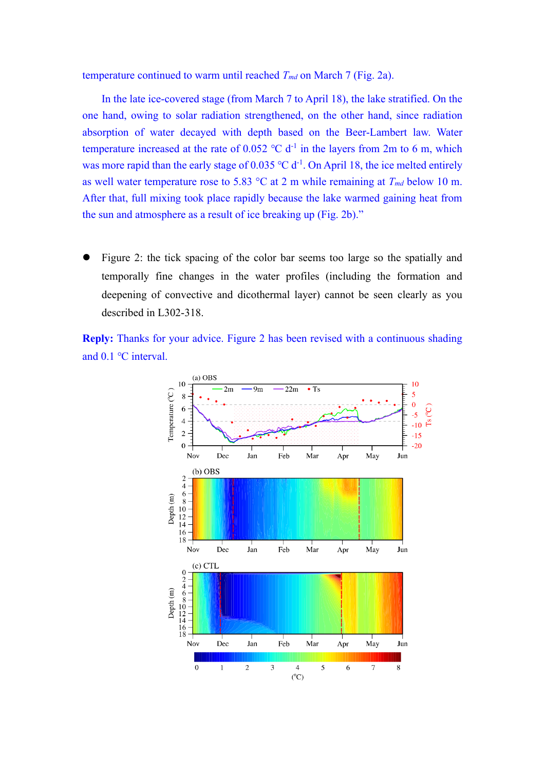temperature continued to warm until reached $T_{md}$ on March 7 (Fig. 2a).

In the late ice-covered stage (from March 7 to April 18), the lake stratified. On the one hand, owing to solar radiation strengthened, on the other hand, since radiation absorption of water decayed with depth based on the Beer-Lambert law. Water temperature increased at the rate of 0.052 °C d$^{-1}$ in the layers from 2m to 6 m, which was more rapid than the early stage of 0.035 °C d$^{-1}$. On April 18, the ice melted entirely as well water temperature rose to 5.83 °C at 2 m while remaining at $T_{md}$ below 10 m. After that, full mixing took place rapidly because the lake warmed gaining heat from the sun and atmosphere as a result of ice breaking up (Fig. 2b)."

- Figure 2: the tick spacing of the color bar seems too large so the spatially and temporally fine changes in the water profiles (including the formation and deepening of convective and dicothermal layer) cannot be seen clearly as you described in L302-318.

**Reply:** Thanks for your advice. Figure 2 has been revised with a continuous shading and 0.1 °C interval.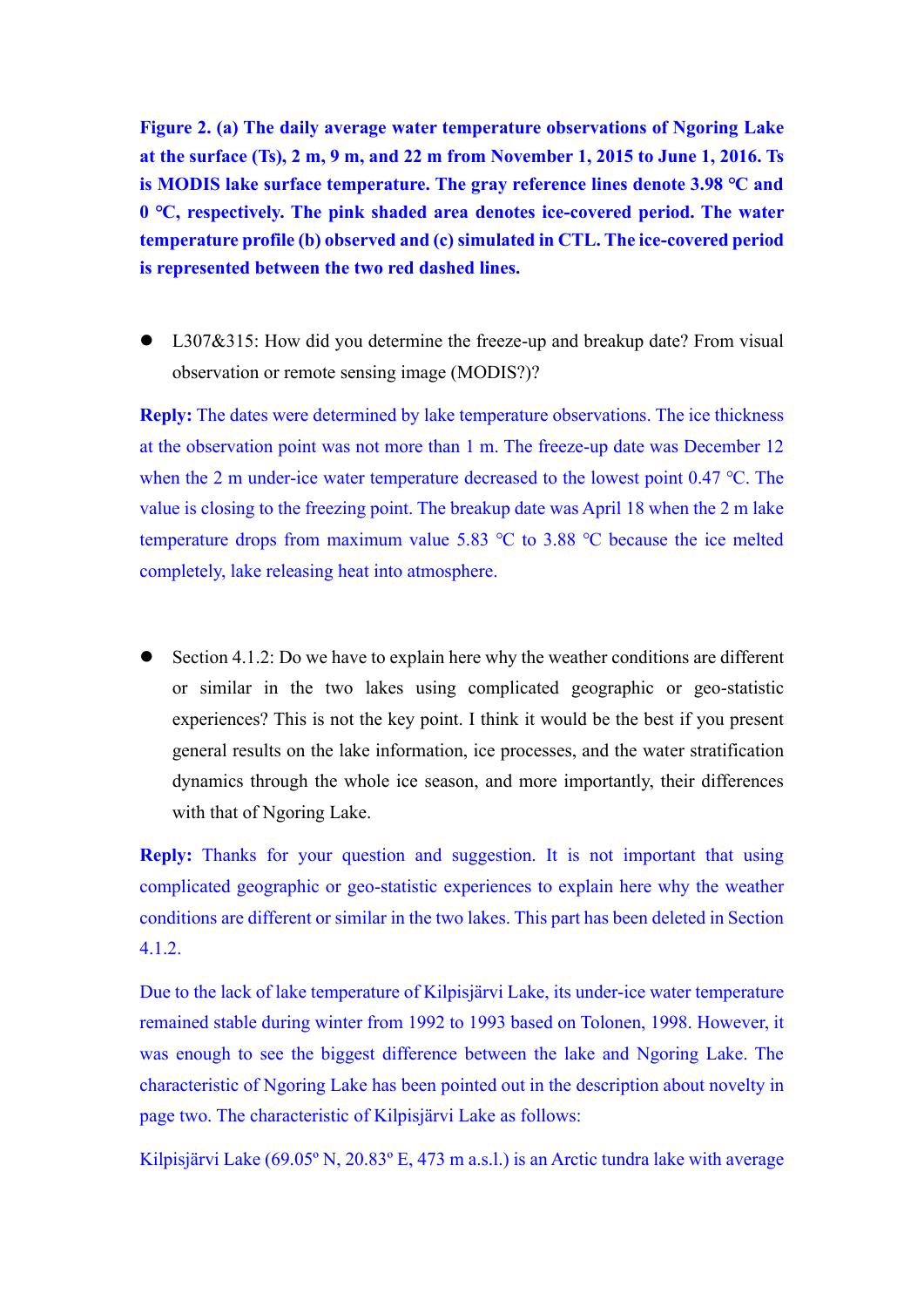**Figure 2. (a) The daily average water temperature observations of Ngoring Lake at the surface (Ts), 2 m, 9 m, and 22 m from November 1, 2015 to June 1, 2016. Ts is MODIS lake surface temperature. The gray reference lines denote 3.98 °C and 0 °C, respectively. The pink shaded area denotes ice-covered period. The water temperature profile (b) observed and (c) simulated in CTL. The ice-covered period is represented between the two red dashed lines.**

- L307&315: How did you determine the freeze-up and breakup date? From visual observation or remote sensing image (MODIS?)?

**Reply:** The dates were determined by lake temperature observations. The ice thickness at the observation point was not more than 1 m. The freeze-up date was December 12 when the 2 m under-ice water temperature decreased to the lowest point 0.47 °C. The value is closing to the freezing point. The breakup date was April 18 when the 2 m lake temperature drops from maximum value 5.83 °C to 3.88 °C because the ice melted completely, lake releasing heat into atmosphere.

- Section 4.1.2: Do we have to explain here why the weather conditions are different or similar in the two lakes using complicated geographic or geo-statistic experiences? This is not the key point. I think it would be the best if you present general results on the lake information, ice processes, and the water stratification dynamics through the whole ice season, and more importantly, their differences with that of Ngoring Lake.

**Reply:** Thanks for your question and suggestion. It is not important that using complicated geographic or geo-statistic experiences to explain here why the weather conditions are different or similar in the two lakes. This part has been deleted in Section 4.1.2.

Due to the lack of lake temperature of Kilpisjärvi Lake, its under-ice water temperature remained stable during winter from 1992 to 1993 based on Tolonen, 1998. However, it was enough to see the biggest difference between the lake and Ngoring Lake. The characteristic of Ngoring Lake has been pointed out in the description about novelty in page two. The characteristic of Kilpisjärvi Lake as follows:

Kilpisjärvi Lake (69.05º N, 20.83º E, 473 m a.s.l.) is an Arctic tundra lake with average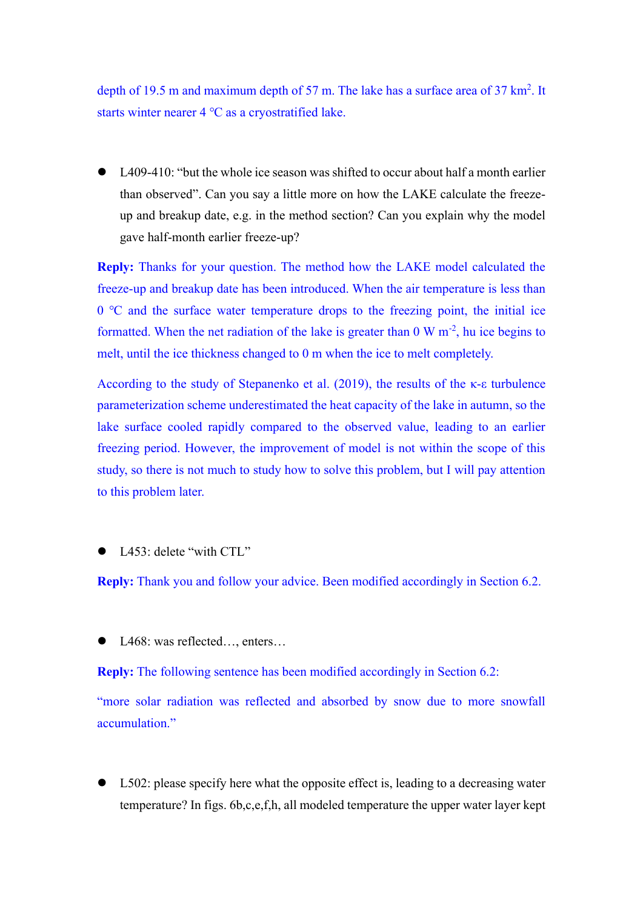depth of 19.5 m and maximum depth of 57 m. The lake has a surface area of 37 km$^2$. It starts winter nearer 4 °C as a cryostratified lake.

- L409-410: "but the whole ice season was shifted to occur about half a month earlier than observed". Can you say a little more on how the LAKE calculate the freeze-up and breakup date, e.g. in the method section? Can you explain why the model gave half-month earlier freeze-up?

**Reply:** Thanks for your question. The method how the LAKE model calculated the freeze-up and breakup date has been introduced. When the air temperature is less than 0 °C and the surface water temperature drops to the freezing point, the initial ice formatted. When the net radiation of the lake is greater than 0 W m$^{-2}$, hu ice begins to melt, until the ice thickness changed to 0 m when the ice to melt completely.

According to the study of Stepanenko et al. (2019), the results of the κ-ε turbulence parameterization scheme underestimated the heat capacity of the lake in autumn, so the lake surface cooled rapidly compared to the observed value, leading to an earlier freezing period. However, the improvement of model is not within the scope of this study, so there is not much to study how to solve this problem, but I will pay attention to this problem later.

- L453: delete "with CTL"

**Reply:** Thank you and follow your advice. Been modified accordingly in Section 6.2.

- L468: was reflected…, enters…

**Reply:** The following sentence has been modified accordingly in Section 6.2:

"more solar radiation was reflected and absorbed by snow due to more snowfall accumulation."

- L502: please specify here what the opposite effect is, leading to a decreasing water temperature? In figs. 6b,c,e,f,h, all modeled temperature the upper water layer kept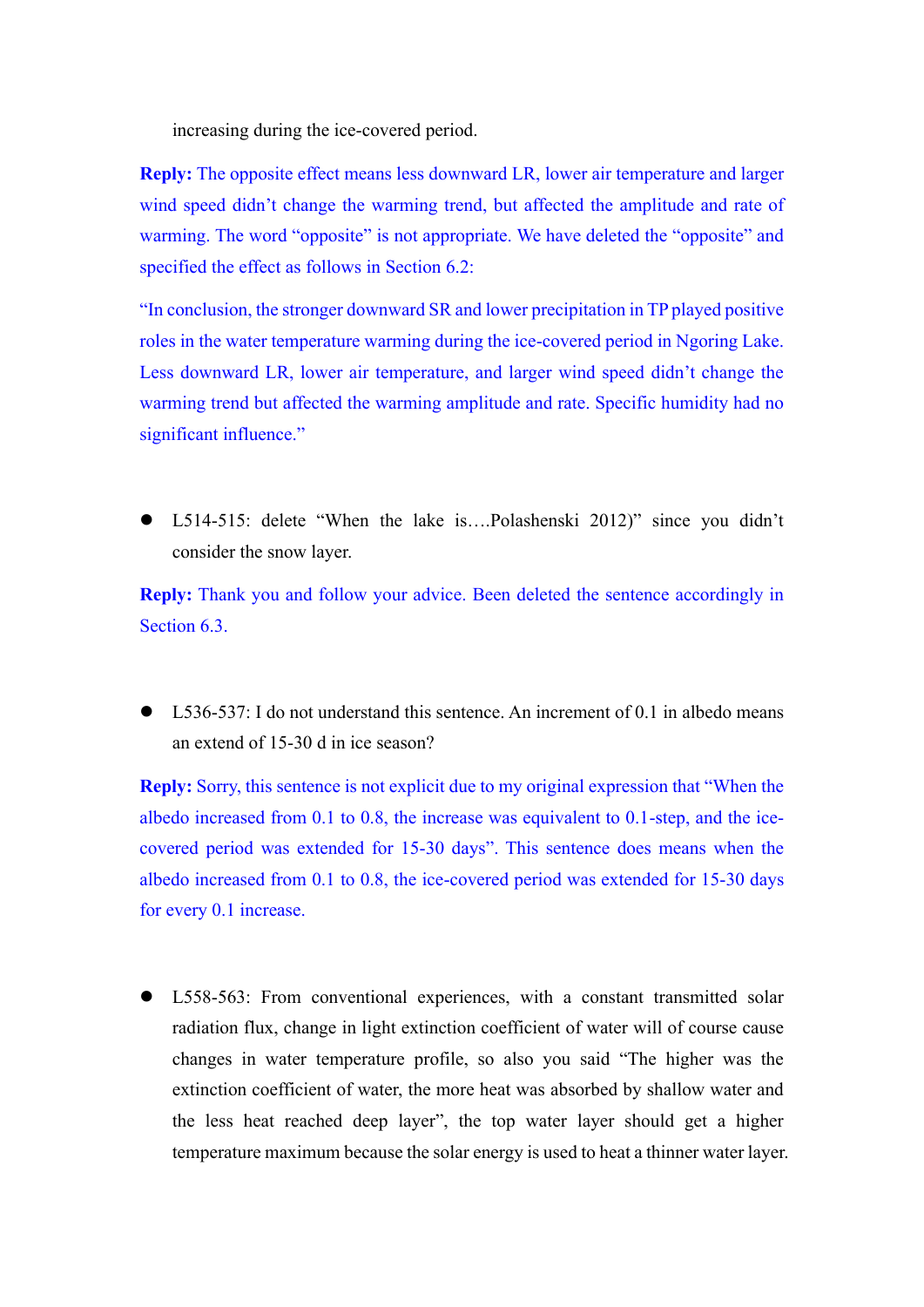increasing during the ice-covered period.

**Reply:** The opposite effect means less downward LR, lower air temperature and larger wind speed didn't change the warming trend, but affected the amplitude and rate of warming. The word "opposite" is not appropriate. We have deleted the "opposite" and specified the effect as follows in Section 6.2:

"In conclusion, the stronger downward SR and lower precipitation in TP played positive roles in the water temperature warming during the ice-covered period in Ngoring Lake. Less downward LR, lower air temperature, and larger wind speed didn't change the warming trend but affected the warming amplitude and rate. Specific humidity had no significant influence."

- L514-515: delete "When the lake is….Polashenski 2012)" since you didn't consider the snow layer.

**Reply:** Thank you and follow your advice. Been deleted the sentence accordingly in Section 6.3.

- L536-537: I do not understand this sentence. An increment of 0.1 in albedo means an extend of 15-30 d in ice season?

**Reply:** Sorry, this sentence is not explicit due to my original expression that "When the albedo increased from 0.1 to 0.8, the increase was equivalent to 0.1-step, and the ice-covered period was extended for 15-30 days". This sentence does means when the albedo increased from 0.1 to 0.8, the ice-covered period was extended for 15-30 days for every 0.1 increase.

- L558-563: From conventional experiences, with a constant transmitted solar radiation flux, change in light extinction coefficient of water will of course cause changes in water temperature profile, so also you said "The higher was the extinction coefficient of water, the more heat was absorbed by shallow water and the less heat reached deep layer", the top water layer should get a higher temperature maximum because the solar energy is used to heat a thinner water layer.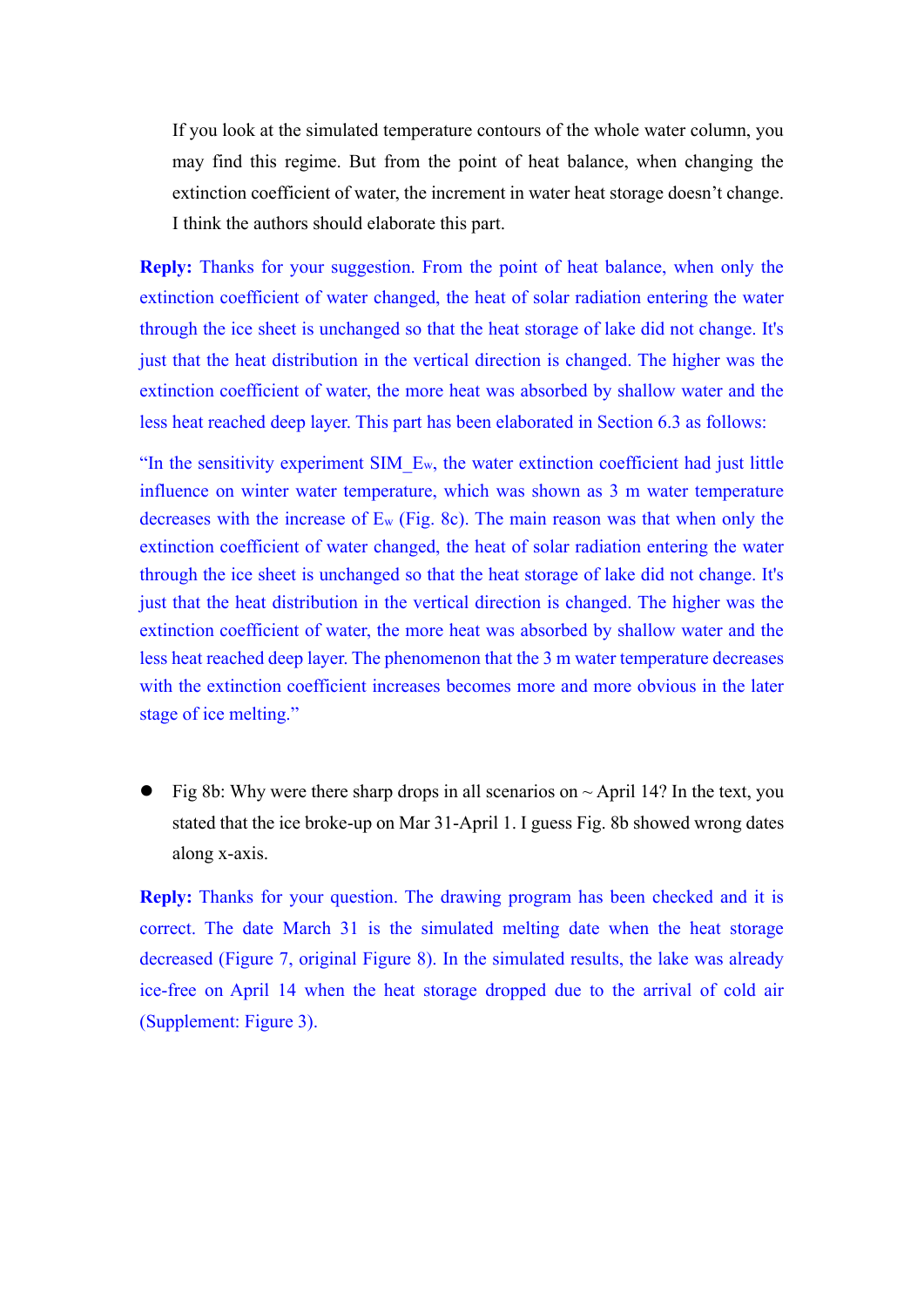If you look at the simulated temperature contours of the whole water column, you may find this regime. But from the point of heat balance, when changing the extinction coefficient of water, the increment in water heat storage doesn't change. I think the authors should elaborate this part.

**Reply:** Thanks for your suggestion. From the point of heat balance, when only the extinction coefficient of water changed, the heat of solar radiation entering the water through the ice sheet is unchanged so that the heat storage of lake did not change. It's just that the heat distribution in the vertical direction is changed. The higher was the extinction coefficient of water, the more heat was absorbed by shallow water and the less heat reached deep layer. This part has been elaborated in Section 6.3 as follows:

"In the sensitivity experiment SIM_$E_w$, the water extinction coefficient had just little influence on winter water temperature, which was shown as 3 m water temperature decreases with the increase of $E_w$ (Fig. 8c). The main reason was that when only the extinction coefficient of water changed, the heat of solar radiation entering the water through the ice sheet is unchanged so that the heat storage of lake did not change. It's just that the heat distribution in the vertical direction is changed. The higher was the extinction coefficient of water, the more heat was absorbed by shallow water and the less heat reached deep layer. The phenomenon that the 3 m water temperature decreases with the extinction coefficient increases becomes more and more obvious in the later stage of ice melting."

- Fig 8b: Why were there sharp drops in all scenarios on ~ April 14? In the text, you stated that the ice broke-up on Mar 31-April 1. I guess Fig. 8b showed wrong dates along x-axis.

**Reply:** Thanks for your question. The drawing program has been checked and it is correct. The date March 31 is the simulated melting date when the heat storage decreased (Figure 7, original Figure 8). In the simulated results, the lake was already ice-free on April 14 when the heat storage dropped due to the arrival of cold air (Supplement: Figure 3).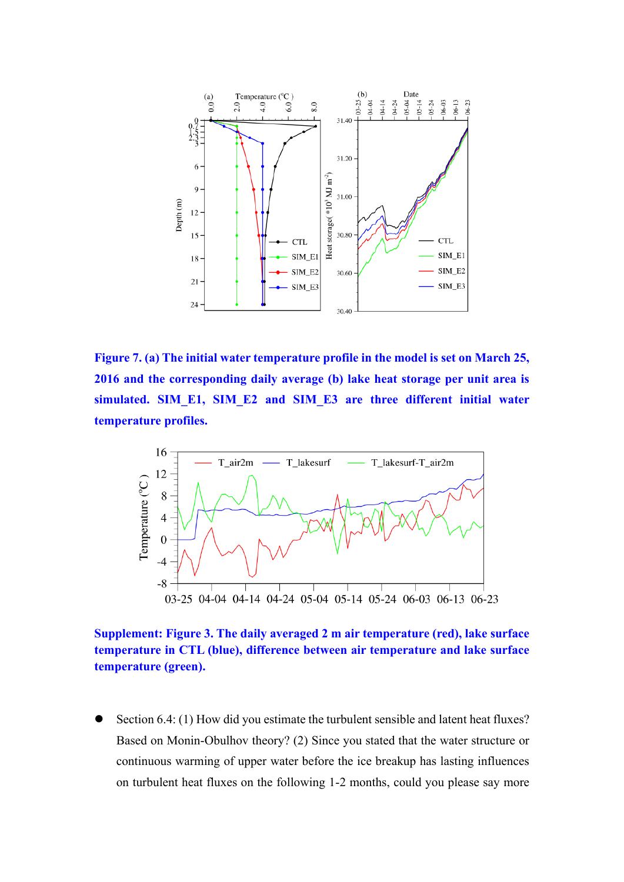**Figure 7. (a) The initial water temperature profile in the model is set on March 25, 2016 and the corresponding daily average (b) lake heat storage per unit area is simulated. SIM_E1, SIM_E2 and SIM_E3 are three different initial water temperature profiles.**

**Supplement: Figure 3. The daily averaged 2 m air temperature (red), lake surface temperature in CTL (blue), difference between air temperature and lake surface temperature (green).**

- Section 6.4: (1) How did you estimate the turbulent sensible and latent heat fluxes? Based on Monin-Obulhov theory? (2) Since you stated that the water structure or continuous warming of upper water before the ice breakup has lasting influences on turbulent heat fluxes on the following 1-2 months, could you please say more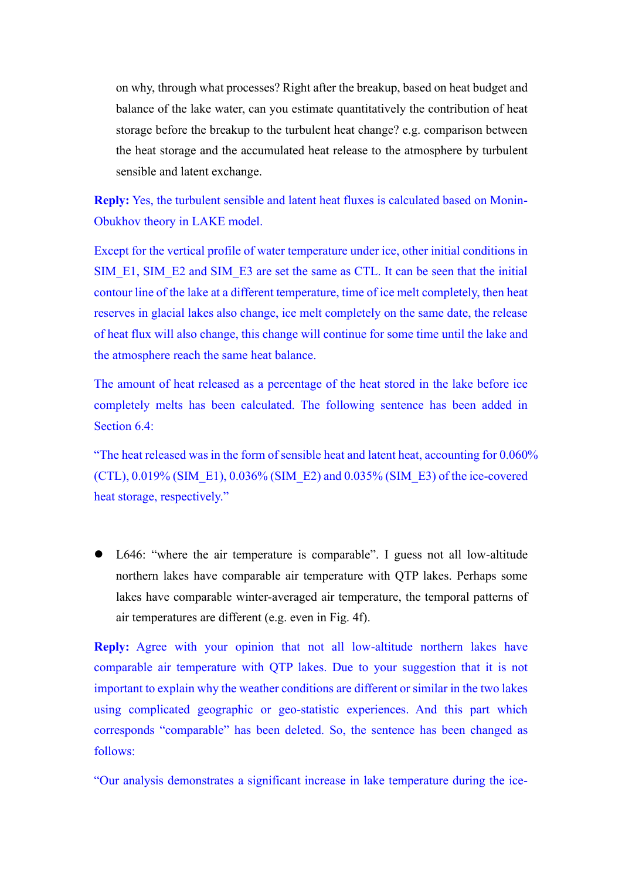on why, through what processes? Right after the breakup, based on heat budget and balance of the lake water, can you estimate quantitatively the contribution of heat storage before the breakup to the turbulent heat change? e.g. comparison between the heat storage and the accumulated heat release to the atmosphere by turbulent sensible and latent exchange.

**Reply:** Yes, the turbulent sensible and latent heat fluxes is calculated based on Monin-Obukhov theory in LAKE model.

Except for the vertical profile of water temperature under ice, other initial conditions in SIM_E1, SIM_E2 and SIM_E3 are set the same as CTL. It can be seen that the initial contour line of the lake at a different temperature, time of ice melt completely, then heat reserves in glacial lakes also change, ice melt completely on the same date, the release of heat flux will also change, this change will continue for some time until the lake and the atmosphere reach the same heat balance.

The amount of heat released as a percentage of the heat stored in the lake before ice completely melts has been calculated. The following sentence has been added in Section 6.4:

"The heat released was in the form of sensible heat and latent heat, accounting for 0.060% (CTL), 0.019% (SIM_E1), 0.036% (SIM_E2) and 0.035% (SIM_E3) of the ice-covered heat storage, respectively."

- L646: "where the air temperature is comparable". I guess not all low-altitude northern lakes have comparable air temperature with QTP lakes. Perhaps some lakes have comparable winter-averaged air temperature, the temporal patterns of air temperatures are different (e.g. even in Fig. 4f).

**Reply:** Agree with your opinion that not all low-altitude northern lakes have comparable air temperature with QTP lakes. Due to your suggestion that it is not important to explain why the weather conditions are different or similar in the two lakes using complicated geographic or geo-statistic experiences. And this part which corresponds "comparable" has been deleted. So, the sentence has been changed as follows:

"Our analysis demonstrates a significant increase in lake temperature during the ice-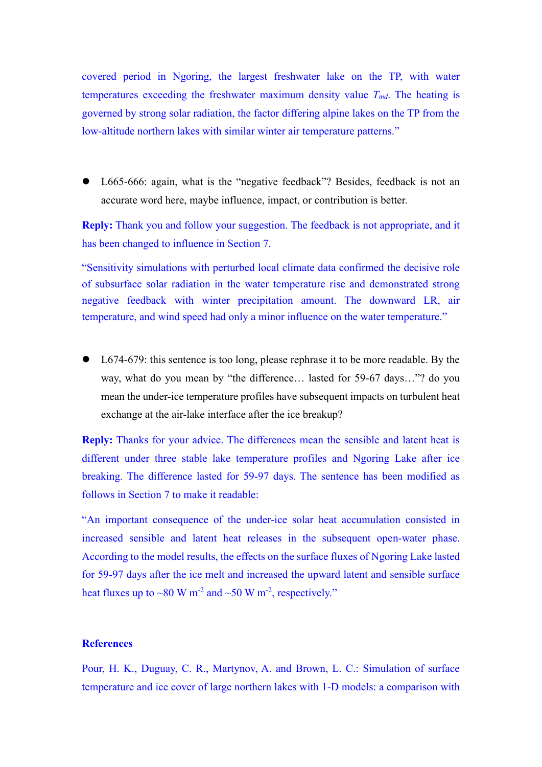covered period in Ngoring, the largest freshwater lake on the TP, with water temperatures exceeding the freshwater maximum density value $T_{md}$. The heating is governed by strong solar radiation, the factor differing alpine lakes on the TP from the low-altitude northern lakes with similar winter air temperature patterns."

- L665-666: again, what is the "negative feedback"? Besides, feedback is not an accurate word here, maybe influence, impact, or contribution is better.

**Reply:** Thank you and follow your suggestion. The feedback is not appropriate, and it has been changed to influence in Section 7.

"Sensitivity simulations with perturbed local climate data confirmed the decisive role of subsurface solar radiation in the water temperature rise and demonstrated strong negative feedback with winter precipitation amount. The downward LR, air temperature, and wind speed had only a minor influence on the water temperature."

- L674-679: this sentence is too long, please rephrase it to be more readable. By the way, what do you mean by "the difference… lasted for 59-67 days…"? do you mean the under-ice temperature profiles have subsequent impacts on turbulent heat exchange at the air-lake interface after the ice breakup?

**Reply:** Thanks for your advice. The differences mean the sensible and latent heat is different under three stable lake temperature profiles and Ngoring Lake after ice breaking. The difference lasted for 59-97 days. The sentence has been modified as follows in Section 7 to make it readable:

"An important consequence of the under-ice solar heat accumulation consisted in increased sensible and latent heat releases in the subsequent open-water phase. According to the model results, the effects on the surface fluxes of Ngoring Lake lasted for 59-97 days after the ice melt and increased the upward latent and sensible surface heat fluxes up to ~80 W $m^{-2}$ and ~50 W $m^{-2}$, respectively."

**References**

Pour, H. K., Duguay, C. R., Martynov, A. and Brown, L. C.: Simulation of surface temperature and ice cover of large northern lakes with 1-D models: a comparison with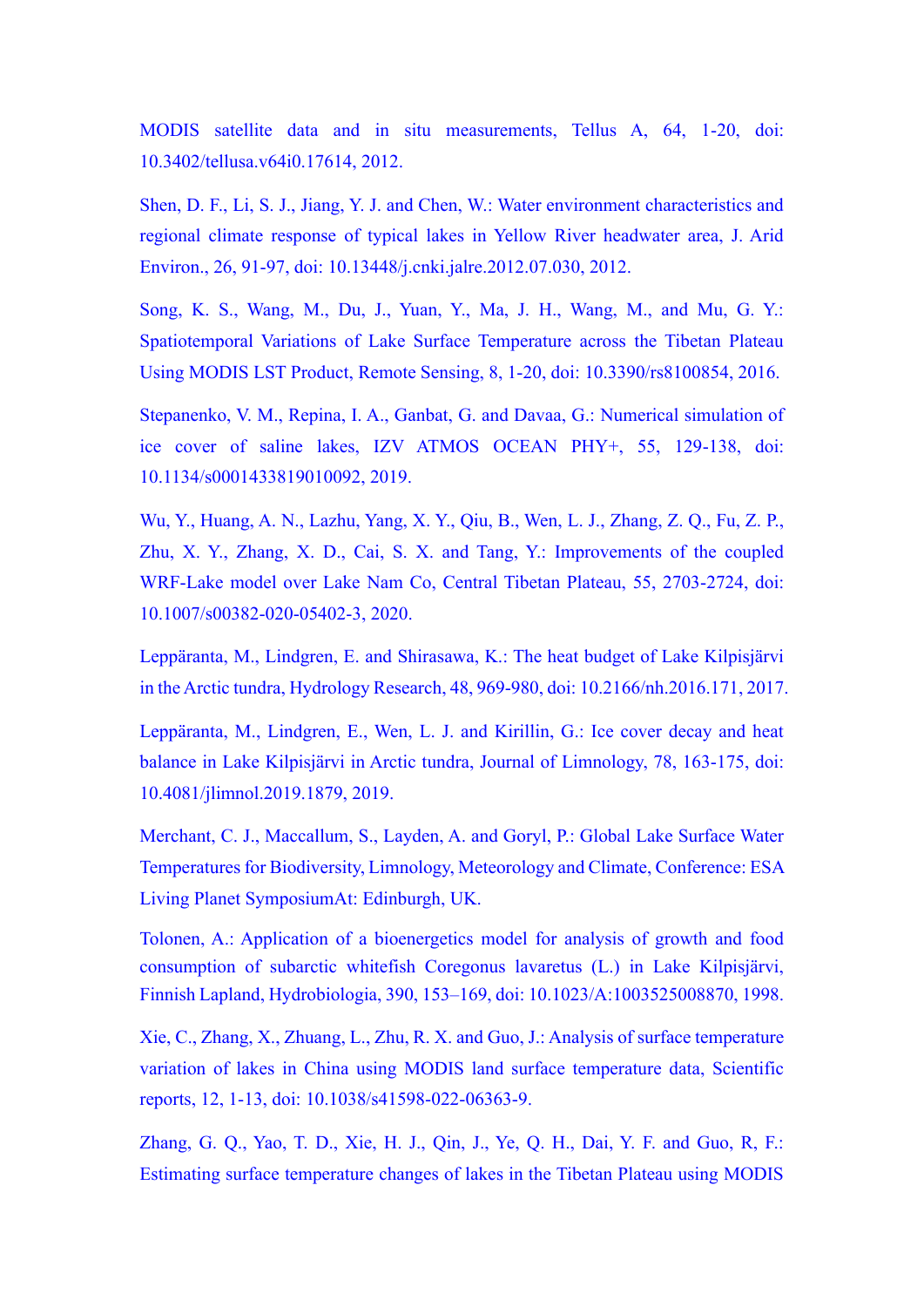MODIS satellite data and in situ measurements, Tellus A, 64, 1-20, doi: 10.3402/tellusa.v64i0.17614, 2012.

Shen, D. F., Li, S. J., Jiang, Y. J. and Chen, W.: Water environment characteristics and regional climate response of typical lakes in Yellow River headwater area, J. Arid Environ., 26, 91-97, doi: 10.13448/j.cnki.jalre.2012.07.030, 2012.

Song, K. S., Wang, M., Du, J., Yuan, Y., Ma, J. H., Wang, M., and Mu, G. Y.: Spatiotemporal Variations of Lake Surface Temperature across the Tibetan Plateau Using MODIS LST Product, Remote Sensing, 8, 1-20, doi: 10.3390/rs8100854, 2016.

Stepanenko, V. M., Repina, I. A., Ganbat, G. and Davaa, G.: Numerical simulation of ice cover of saline lakes, IZV ATMOS OCEAN PHY+, 55, 129-138, doi: 10.1134/s0001433819010092, 2019.

Wu, Y., Huang, A. N., Lazhu, Yang, X. Y., Qiu, B., Wen, L. J., Zhang, Z. Q., Fu, Z. P., Zhu, X. Y., Zhang, X. D., Cai, S. X. and Tang, Y.: Improvements of the coupled WRF-Lake model over Lake Nam Co, Central Tibetan Plateau, 55, 2703-2724, doi: 10.1007/s00382-020-05402-3, 2020.

Leppäranta, M., Lindgren, E. and Shirasawa, K.: The heat budget of Lake Kilpisjärvi in the Arctic tundra, Hydrology Research, 48, 969-980, doi: 10.2166/nh.2016.171, 2017.

Leppäranta, M., Lindgren, E., Wen, L. J. and Kirillin, G.: Ice cover decay and heat balance in Lake Kilpisjärvi in Arctic tundra, Journal of Limnology, 78, 163-175, doi: 10.4081/jlimnol.2019.1879, 2019.

Merchant, C. J., Maccallum, S., Layden, A. and Goryl, P.: Global Lake Surface Water Temperatures for Biodiversity, Limnology, Meteorology and Climate, Conference: ESA Living Planet SymposiumAt: Edinburgh, UK.

Tolonen, A.: Application of a bioenergetics model for analysis of growth and food consumption of subarctic whitefish Coregonus lavaretus (L.) in Lake Kilpisjärvi, Finnish Lapland, Hydrobiologia, 390, 153–169, doi: 10.1023/A:1003525008870, 1998.

Xie, C., Zhang, X., Zhuang, L., Zhu, R. X. and Guo, J.: Analysis of surface temperature variation of lakes in China using MODIS land surface temperature data, Scientific reports, 12, 1-13, doi: 10.1038/s41598-022-06363-9.

Zhang, G. Q., Yao, T. D., Xie, H. J., Qin, J., Ye, Q. H., Dai, Y. F. and Guo, R, F.: Estimating surface temperature changes of lakes in the Tibetan Plateau using MODIS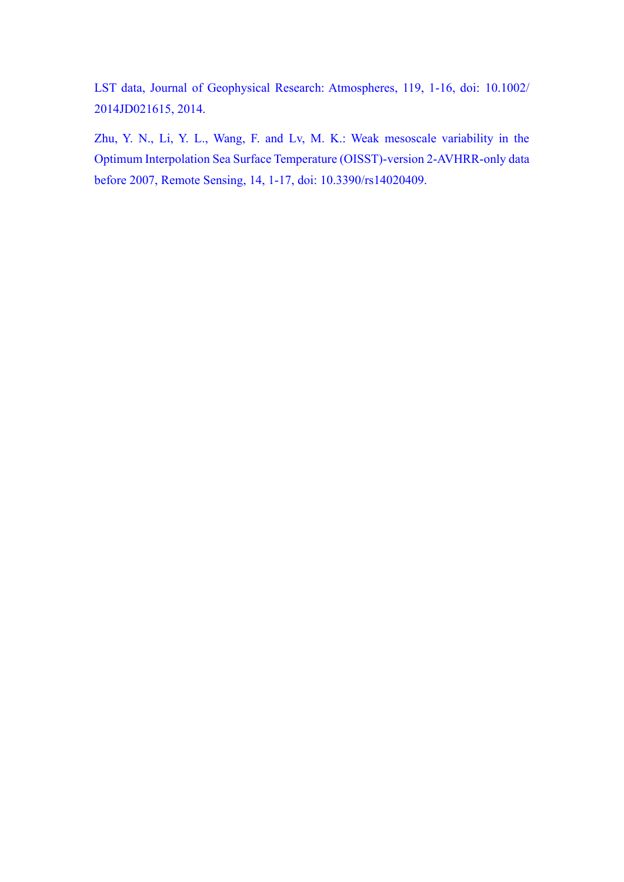LST data, Journal of Geophysical Research: Atmospheres, 119, 1-16, doi: 10.1002/2014JD021615, 2014.

Zhu, Y. N., Li, Y. L., Wang, F. and Lv, M. K.: Weak mesoscale variability in the Optimum Interpolation Sea Surface Temperature (OISST)-version 2-AVHRR-only data before 2007, Remote Sensing, 14, 1-17, doi: 10.3390/rs14020409.